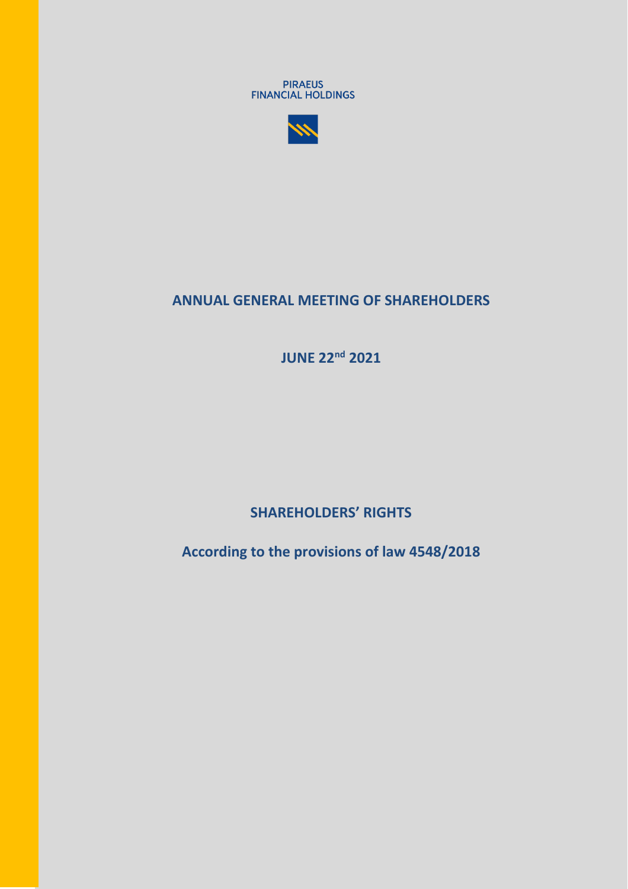PIRAEUS
FINANCIAL HOLDINGS

# ANNUAL GENERAL MEETING OF SHAREHOLDERS

## JUNE 22nd 2021

## SHAREHOLDERS' RIGHTS

## According to the provisions of law 4548/2018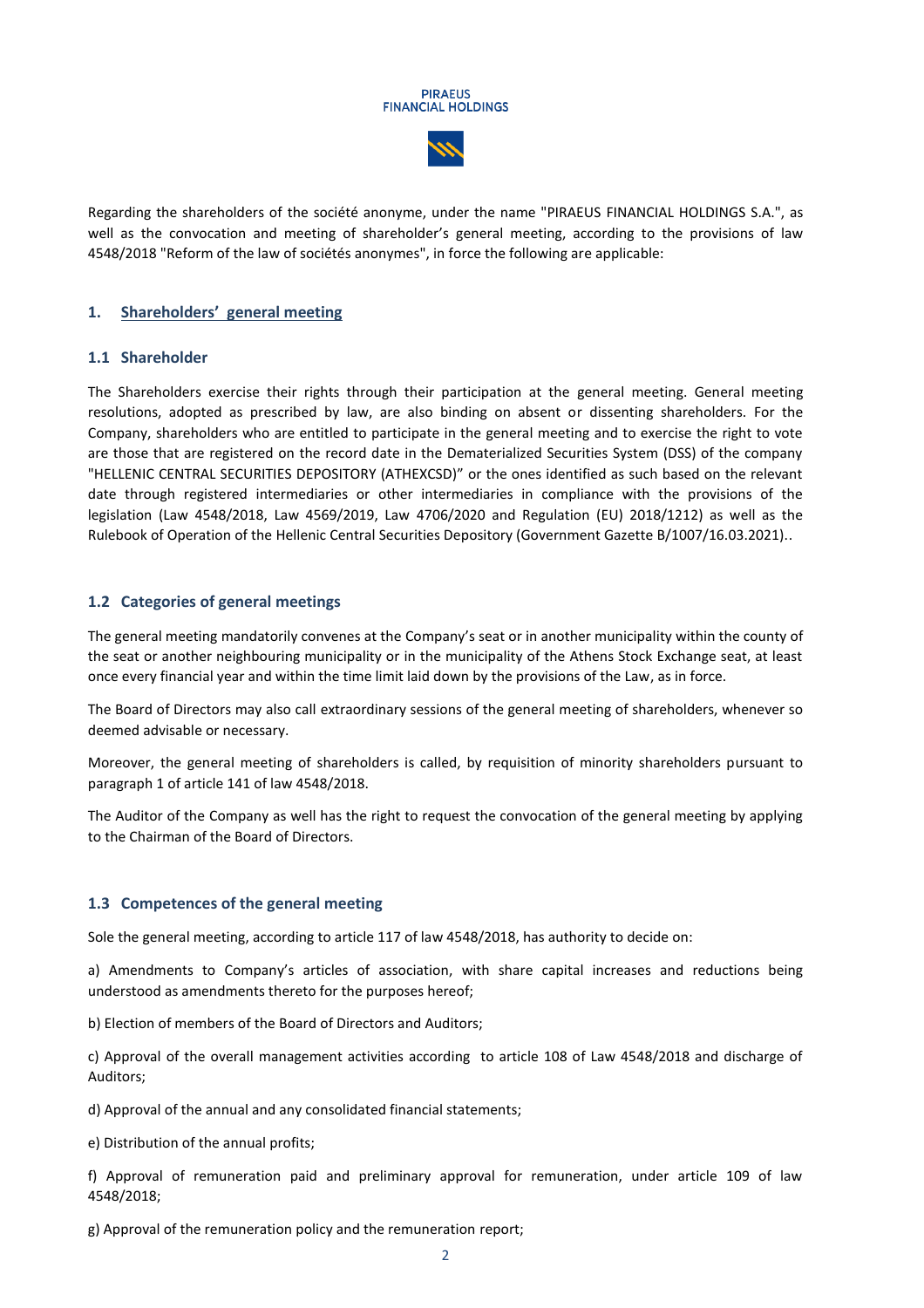Regarding the shareholders of the société anonyme, under the name "PIRAEUS FINANCIAL HOLDINGS S.A.", as well as the convocation and meeting of shareholder's general meeting, according to the provisions of law 4548/2018 "Reform of the law of sociétés anonymes", in force the following are applicable:

## 1. Shareholders' general meeting

### 1.1 Shareholder

The Shareholders exercise their rights through their participation at the general meeting. General meeting resolutions, adopted as prescribed by law, are also binding on absent or dissenting shareholders. For the Company, shareholders who are entitled to participate in the general meeting and to exercise the right to vote are those that are registered on the record date in the Dematerialized Securities System (DSS) of the company "HELLENIC CENTRAL SECURITIES DEPOSITORY (ATHEXCSD)" or the ones identified as such based on the relevant date through registered intermediaries or other intermediaries in compliance with the provisions of the legislation (Law 4548/2018, Law 4569/2019, Law 4706/2020 and Regulation (EU) 2018/1212) as well as the Rulebook of Operation of the Hellenic Central Securities Depository (Government Gazette B/1007/16.03.2021)..

### 1.2 Categories of general meetings

The general meeting mandatorily convenes at the Company's seat or in another municipality within the county of the seat or another neighbouring municipality or in the municipality of the Athens Stock Exchange seat, at least once every financial year and within the time limit laid down by the provisions of the Law, as in force.

The Board of Directors may also call extraordinary sessions of the general meeting of shareholders, whenever so deemed advisable or necessary.

Moreover, the general meeting of shareholders is called, by requisition of minority shareholders pursuant to paragraph 1 of article 141 of law 4548/2018.

The Auditor of the Company as well has the right to request the convocation of the general meeting by applying to the Chairman of the Board of Directors.

### 1.3 Competences of the general meeting

Sole the general meeting, according to article 117 of law 4548/2018, has authority to decide on:

a) Amendments to Company's articles of association, with share capital increases and reductions being understood as amendments thereto for the purposes hereof;

b) Election of members of the Board of Directors and Auditors;

c) Approval of the overall management activities according to article 108 of Law 4548/2018 and discharge of Auditors;

d) Approval of the annual and any consolidated financial statements;

e) Distribution of the annual profits;

f) Approval of remuneration paid and preliminary approval for remuneration, under article 109 of law 4548/2018;

g) Approval of the remuneration policy and the remuneration report;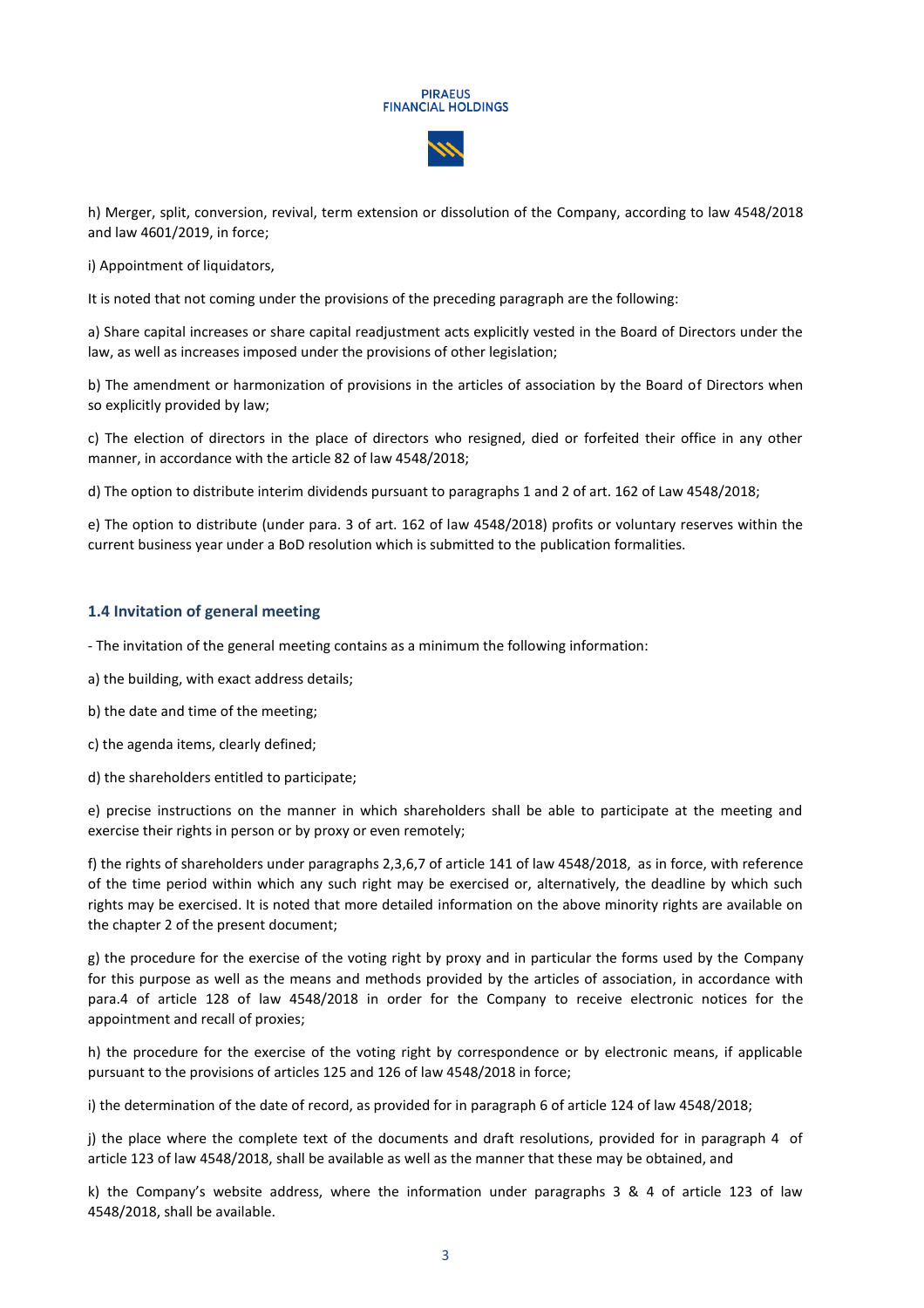h) Merger, split, conversion, revival, term extension or dissolution of the Company, according to law 4548/2018 and law 4601/2019, in force;

i) Appointment of liquidators,

It is noted that not coming under the provisions of the preceding paragraph are the following:

a) Share capital increases or share capital readjustment acts explicitly vested in the Board of Directors under the law, as well as increases imposed under the provisions of other legislation;

b) The amendment or harmonization of provisions in the articles of association by the Board of Directors when so explicitly provided by law;

c) The election of directors in the place of directors who resigned, died or forfeited their office in any other manner, in accordance with the article 82 of law 4548/2018;

d) The option to distribute interim dividends pursuant to paragraphs 1 and 2 of art. 162 of Law 4548/2018;

e) The option to distribute (under para. 3 of art. 162 of law 4548/2018) profits or voluntary reserves within the current business year under a BoD resolution which is submitted to the publication formalities.

### 1.4 Invitation of general meeting

- The invitation of the general meeting contains as a minimum the following information:

a) the building, with exact address details;

b) the date and time of the meeting;

c) the agenda items, clearly defined;

d) the shareholders entitled to participate;

e) precise instructions on the manner in which shareholders shall be able to participate at the meeting and exercise their rights in person or by proxy or even remotely;

f) the rights of shareholders under paragraphs 2,3,6,7 of article 141 of law 4548/2018, as in force, with reference of the time period within which any such right may be exercised or, alternatively, the deadline by which such rights may be exercised. It is noted that more detailed information on the above minority rights are available on the chapter 2 of the present document;

g) the procedure for the exercise of the voting right by proxy and in particular the forms used by the Company for this purpose as well as the means and methods provided by the articles of association, in accordance with para.4 of article 128 of law 4548/2018 in order for the Company to receive electronic notices for the appointment and recall of proxies;

h) the procedure for the exercise of the voting right by correspondence or by electronic means, if applicable pursuant to the provisions of articles 125 and 126 of law 4548/2018 in force;

i) the determination of the date of record, as provided for in paragraph 6 of article 124 of law 4548/2018;

j) the place where the complete text of the documents and draft resolutions, provided for in paragraph 4 of article 123 of law 4548/2018, shall be available as well as the manner that these may be obtained, and

k) the Company's website address, where the information under paragraphs 3 & 4 of article 123 of law 4548/2018, shall be available.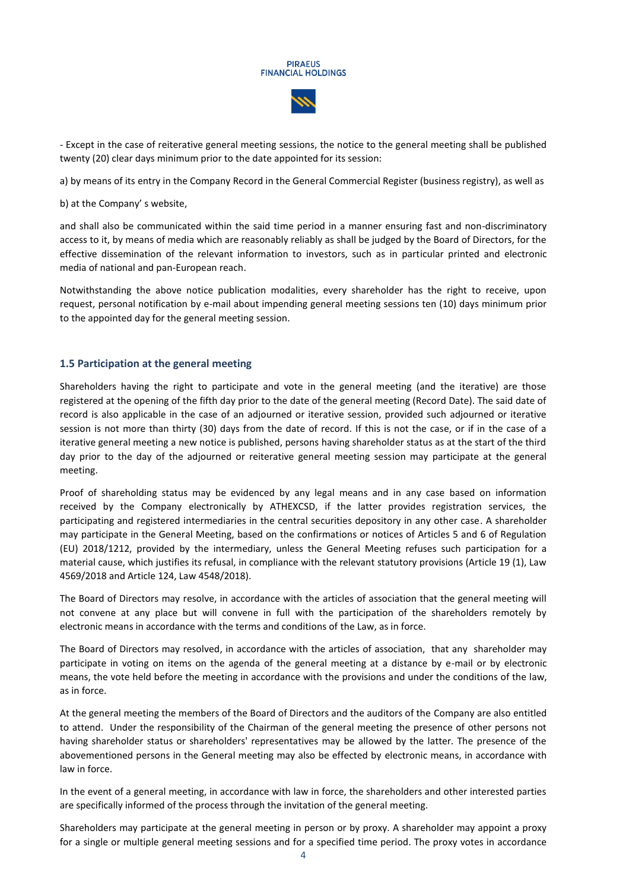- Except in the case of reiterative general meeting sessions, the notice to the general meeting shall be published twenty (20) clear days minimum prior to the date appointed for its session:

a) by means of its entry in the Company Record in the General Commercial Register (business registry), as well as

b) at the Company' s website,

and shall also be communicated within the said time period in a manner ensuring fast and non-discriminatory access to it, by means of media which are reasonably reliably as shall be judged by the Board of Directors, for the effective dissemination of the relevant information to investors, such as in particular printed and electronic media of national and pan-European reach.

Notwithstanding the above notice publication modalities, every shareholder has the right to receive, upon request, personal notification by e-mail about impending general meeting sessions ten (10) days minimum prior to the appointed day for the general meeting session.

### 1.5 Participation at the general meeting

Shareholders having the right to participate and vote in the general meeting (and the iterative) are those registered at the opening of the fifth day prior to the date of the general meeting (Record Date). The said date of record is also applicable in the case of an adjourned or iterative session, provided such adjourned or iterative session is not more than thirty (30) days from the date of record. If this is not the case, or if in the case of a iterative general meeting a new notice is published, persons having shareholder status as at the start of the third day prior to the day of the adjourned or reiterative general meeting session may participate at the general meeting.

Proof of shareholding status may be evidenced by any legal means and in any case based on information received by the Company electronically by ATHEXCSD, if the latter provides registration services, the participating and registered intermediaries in the central securities depository in any other case. A shareholder may participate in the General Meeting, based on the confirmations or notices of Articles 5 and 6 of Regulation (EU) 2018/1212, provided by the intermediary, unless the General Meeting refuses such participation for a material cause, which justifies its refusal, in compliance with the relevant statutory provisions (Article 19 (1), Law 4569/2018 and Article 124, Law 4548/2018).

The Board of Directors may resolve, in accordance with the articles of association that the general meeting will not convene at any place but will convene in full with the participation of the shareholders remotely by electronic means in accordance with the terms and conditions of the Law, as in force.

The Board of Directors may resolved, in accordance with the articles of association, that any shareholder may participate in voting on items on the agenda of the general meeting at a distance by e-mail or by electronic means, the vote held before the meeting in accordance with the provisions and under the conditions of the law, as in force.

At the general meeting the members of the Board of Directors and the auditors of the Company are also entitled to attend. Under the responsibility of the Chairman of the general meeting the presence of other persons not having shareholder status or shareholders' representatives may be allowed by the latter. The presence of the abovementioned persons in the General meeting may also be effected by electronic means, in accordance with law in force.

In the event of a general meeting, in accordance with law in force, the shareholders and other interested parties are specifically informed of the process through the invitation of the general meeting.

Shareholders may participate at the general meeting in person or by proxy. A shareholder may appoint a proxy for a single or multiple general meeting sessions and for a specified time period. The proxy votes in accordance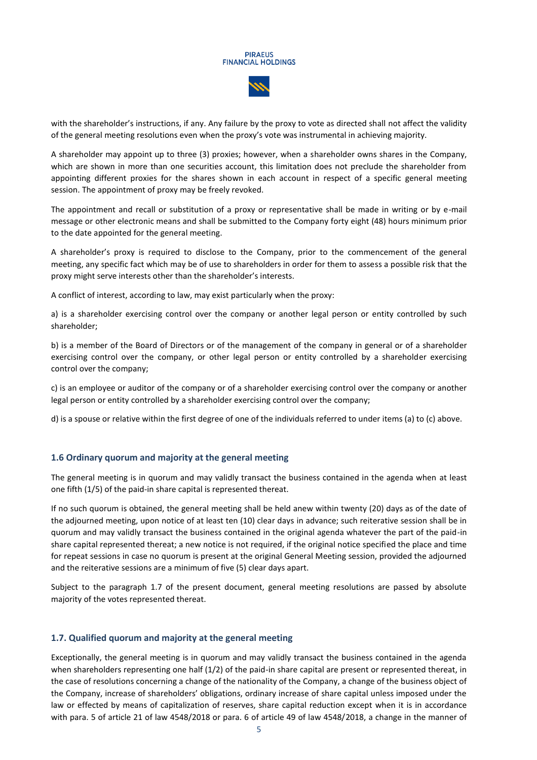with the shareholder's instructions, if any. Any failure by the proxy to vote as directed shall not affect the validity of the general meeting resolutions even when the proxy's vote was instrumental in achieving majority.

A shareholder may appoint up to three (3) proxies; however, when a shareholder owns shares in the Company, which are shown in more than one securities account, this limitation does not preclude the shareholder from appointing different proxies for the shares shown in each account in respect of a specific general meeting session. The appointment of proxy may be freely revoked.

The appointment and recall or substitution of a proxy or representative shall be made in writing or by e-mail message or other electronic means and shall be submitted to the Company forty eight (48) hours minimum prior to the date appointed for the general meeting.

A shareholder's proxy is required to disclose to the Company, prior to the commencement of the general meeting, any specific fact which may be of use to shareholders in order for them to assess a possible risk that the proxy might serve interests other than the shareholder's interests.

A conflict of interest, according to law, may exist particularly when the proxy:

a) is a shareholder exercising control over the company or another legal person or entity controlled by such shareholder;

b) is a member of the Board of Directors or of the management of the company in general or of a shareholder exercising control over the company, or other legal person or entity controlled by a shareholder exercising control over the company;

c) is an employee or auditor of the company or of a shareholder exercising control over the company or another legal person or entity controlled by a shareholder exercising control over the company;

d) is a spouse or relative within the first degree of one of the individuals referred to under items (a) to (c) above.

### 1.6 Ordinary quorum and majority at the general meeting

The general meeting is in quorum and may validly transact the business contained in the agenda when at least one fifth (1/5) of the paid-in share capital is represented thereat.

If no such quorum is obtained, the general meeting shall be held anew within twenty (20) days as of the date of the adjourned meeting, upon notice of at least ten (10) clear days in advance; such reiterative session shall be in quorum and may validly transact the business contained in the original agenda whatever the part of the paid-in share capital represented thereat; a new notice is not required, if the original notice specified the place and time for repeat sessions in case no quorum is present at the original General Meeting session, provided the adjourned and the reiterative sessions are a minimum of five (5) clear days apart.

Subject to the paragraph 1.7 of the present document, general meeting resolutions are passed by absolute majority of the votes represented thereat.

### 1.7. Qualified quorum and majority at the general meeting

Exceptionally, the general meeting is in quorum and may validly transact the business contained in the agenda when shareholders representing one half (1/2) of the paid-in share capital are present or represented thereat, in the case of resolutions concerning a change of the nationality of the Company, a change of the business object of the Company, increase of shareholders' obligations, ordinary increase of share capital unless imposed under the law or effected by means of capitalization of reserves, share capital reduction except when it is in accordance with para. 5 of article 21 of law 4548/2018 or para. 6 of article 49 of law 4548/2018, a change in the manner of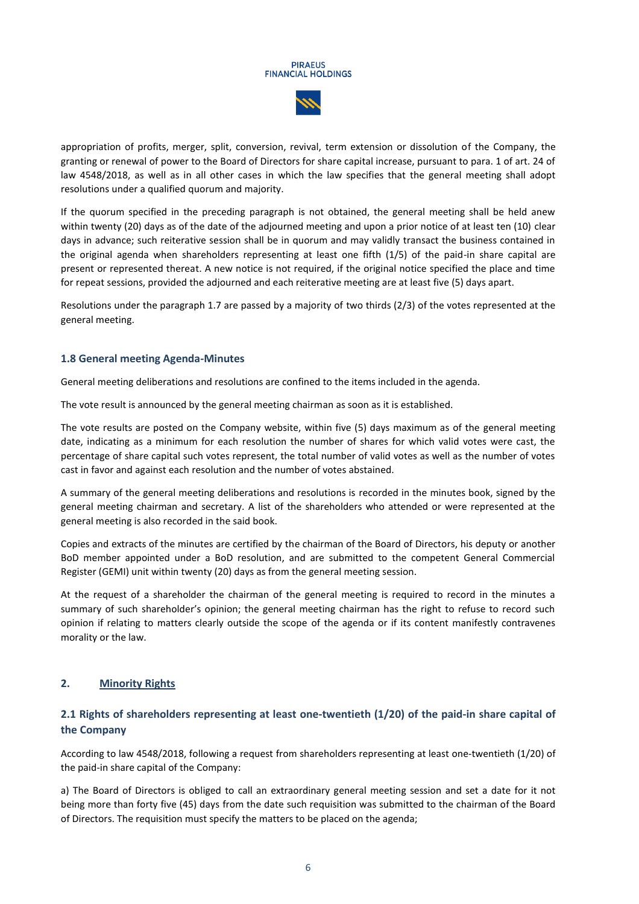appropriation of profits, merger, split, conversion, revival, term extension or dissolution of the Company, the granting or renewal of power to the Board of Directors for share capital increase, pursuant to para. 1 of art. 24 of law 4548/2018, as well as in all other cases in which the law specifies that the general meeting shall adopt resolutions under a qualified quorum and majority.

If the quorum specified in the preceding paragraph is not obtained, the general meeting shall be held anew within twenty (20) days as of the date of the adjourned meeting and upon a prior notice of at least ten (10) clear days in advance; such reiterative session shall be in quorum and may validly transact the business contained in the original agenda when shareholders representing at least one fifth (1/5) of the paid-in share capital are present or represented thereat. A new notice is not required, if the original notice specified the place and time for repeat sessions, provided the adjourned and each reiterative meeting are at least five (5) days apart.

Resolutions under the paragraph 1.7 are passed by a majority of two thirds (2/3) of the votes represented at the general meeting.

### 1.8 General meeting Agenda-Minutes

General meeting deliberations and resolutions are confined to the items included in the agenda.

The vote result is announced by the general meeting chairman as soon as it is established.

The vote results are posted on the Company website, within five (5) days maximum as of the general meeting date, indicating as a minimum for each resolution the number of shares for which valid votes were cast, the percentage of share capital such votes represent, the total number of valid votes as well as the number of votes cast in favor and against each resolution and the number of votes abstained.

A summary of the general meeting deliberations and resolutions is recorded in the minutes book, signed by the general meeting chairman and secretary. A list of the shareholders who attended or were represented at the general meeting is also recorded in the said book.

Copies and extracts of the minutes are certified by the chairman of the Board of Directors, his deputy or another BoD member appointed under a BoD resolution, and are submitted to the competent General Commercial Register (GEMI) unit within twenty (20) days as from the general meeting session.

At the request of a shareholder the chairman of the general meeting is required to record in the minutes a summary of such shareholder's opinion; the general meeting chairman has the right to refuse to record such opinion if relating to matters clearly outside the scope of the agenda or if its content manifestly contravenes morality or the law.

## 2. Minority Rights

### 2.1 Rights of shareholders representing at least one-twentieth (1/20) of the paid-in share capital of the Company

According to law 4548/2018, following a request from shareholders representing at least one-twentieth (1/20) of the paid-in share capital of the Company:

a) The Board of Directors is obliged to call an extraordinary general meeting session and set a date for it not being more than forty five (45) days from the date such requisition was submitted to the chairman of the Board of Directors. The requisition must specify the matters to be placed on the agenda;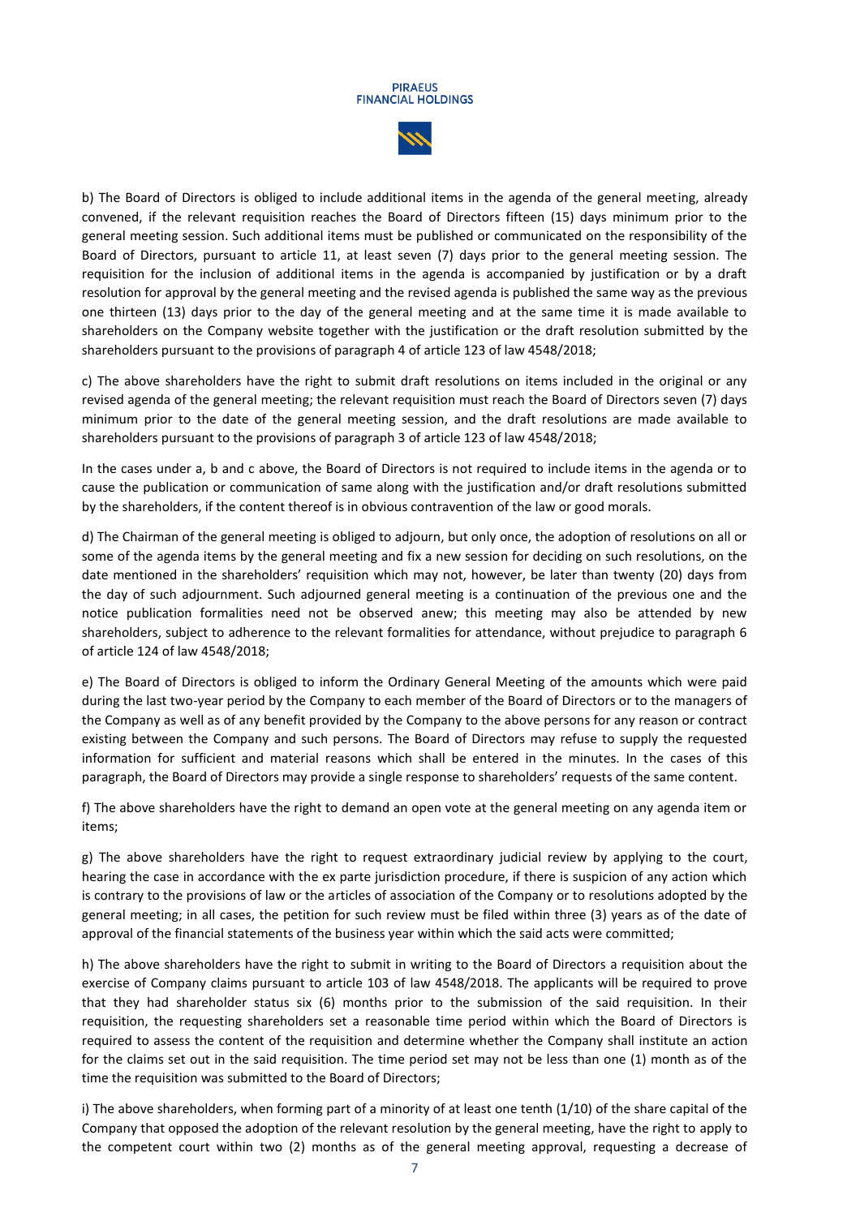b) The Board of Directors is obliged to include additional items in the agenda of the general meeting, already convened, if the relevant requisition reaches the Board of Directors fifteen (15) days minimum prior to the general meeting session. Such additional items must be published or communicated on the responsibility of the Board of Directors, pursuant to article 11, at least seven (7) days prior to the general meeting session. The requisition for the inclusion of additional items in the agenda is accompanied by justification or by a draft resolution for approval by the general meeting and the revised agenda is published the same way as the previous one thirteen (13) days prior to the day of the general meeting and at the same time it is made available to shareholders on the Company website together with the justification or the draft resolution submitted by the shareholders pursuant to the provisions of paragraph 4 of article 123 of law 4548/2018;

c) The above shareholders have the right to submit draft resolutions on items included in the original or any revised agenda of the general meeting; the relevant requisition must reach the Board of Directors seven (7) days minimum prior to the date of the general meeting session, and the draft resolutions are made available to shareholders pursuant to the provisions of paragraph 3 of article 123 of law 4548/2018;

In the cases under a, b and c above, the Board of Directors is not required to include items in the agenda or to cause the publication or communication of same along with the justification and/or draft resolutions submitted by the shareholders, if the content thereof is in obvious contravention of the law or good morals.

d) The Chairman of the general meeting is obliged to adjourn, but only once, the adoption of resolutions on all or some of the agenda items by the general meeting and fix a new session for deciding on such resolutions, on the date mentioned in the shareholders' requisition which may not, however, be later than twenty (20) days from the day of such adjournment. Such adjourned general meeting is a continuation of the previous one and the notice publication formalities need not be observed anew; this meeting may also be attended by new shareholders, subject to adherence to the relevant formalities for attendance, without prejudice to paragraph 6 of article 124 of law 4548/2018;

e) The Board of Directors is obliged to inform the Ordinary General Meeting of the amounts which were paid during the last two-year period by the Company to each member of the Board of Directors or to the managers of the Company as well as of any benefit provided by the Company to the above persons for any reason or contract existing between the Company and such persons. The Board of Directors may refuse to supply the requested information for sufficient and material reasons which shall be entered in the minutes. In the cases of this paragraph, the Board of Directors may provide a single response to shareholders' requests of the same content.

f) The above shareholders have the right to demand an open vote at the general meeting on any agenda item or items;

g) The above shareholders have the right to request extraordinary judicial review by applying to the court, hearing the case in accordance with the ex parte jurisdiction procedure, if there is suspicion of any action which is contrary to the provisions of law or the articles of association of the Company or to resolutions adopted by the general meeting; in all cases, the petition for such review must be filed within three (3) years as of the date of approval of the financial statements of the business year within which the said acts were committed;

h) The above shareholders have the right to submit in writing to the Board of Directors a requisition about the exercise of Company claims pursuant to article 103 of law 4548/2018. The applicants will be required to prove that they had shareholder status six (6) months prior to the submission of the said requisition. In their requisition, the requesting shareholders set a reasonable time period within which the Board of Directors is required to assess the content of the requisition and determine whether the Company shall institute an action for the claims set out in the said requisition. The time period set may not be less than one (1) month as of the time the requisition was submitted to the Board of Directors;

i) The above shareholders, when forming part of a minority of at least one tenth (1/10) of the share capital of the Company that opposed the adoption of the relevant resolution by the general meeting, have the right to apply to the competent court within two (2) months as of the general meeting approval, requesting a decrease of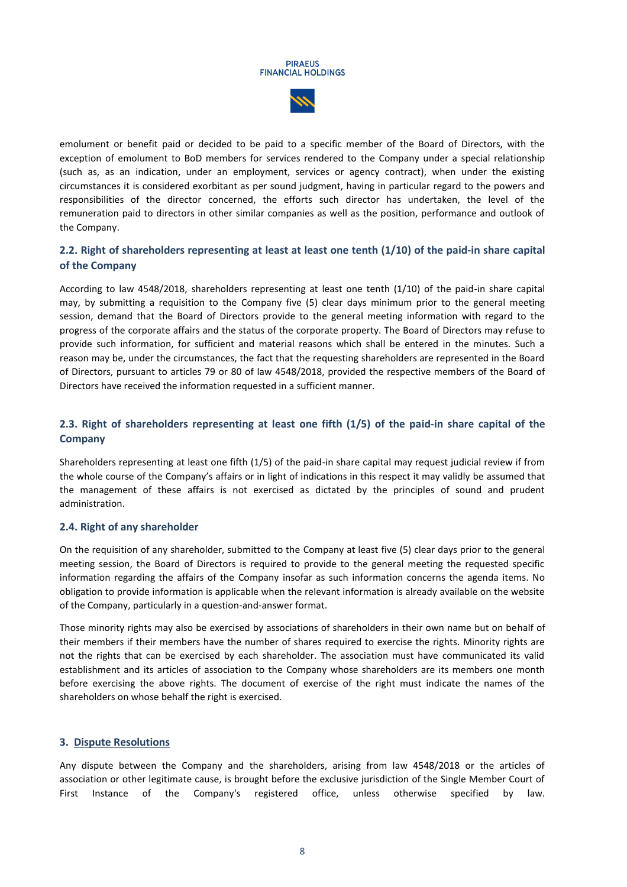emolument or benefit paid or decided to be paid to a specific member of the Board of Directors, with the exception of emolument to BoD members for services rendered to the Company under a special relationship (such as, as an indication, under an employment, services or agency contract), when under the existing circumstances it is considered exorbitant as per sound judgment, having in particular regard to the powers and responsibilities of the director concerned, the efforts such director has undertaken, the level of the remuneration paid to directors in other similar companies as well as the position, performance and outlook of the Company.

### 2.2. Right of shareholders representing at least at least one tenth (1/10) of the paid-in share capital of the Company

According to law 4548/2018, shareholders representing at least one tenth (1/10) of the paid-in share capital may, by submitting a requisition to the Company five (5) clear days minimum prior to the general meeting session, demand that the Board of Directors provide to the general meeting information with regard to the progress of the corporate affairs and the status of the corporate property. The Board of Directors may refuse to provide such information, for sufficient and material reasons which shall be entered in the minutes. Such a reason may be, under the circumstances, the fact that the requesting shareholders are represented in the Board of Directors, pursuant to articles 79 or 80 of law 4548/2018, provided the respective members of the Board of Directors have received the information requested in a sufficient manner.

### 2.3. Right of shareholders representing at least one fifth (1/5) of the paid-in share capital of the Company

Shareholders representing at least one fifth (1/5) of the paid-in share capital may request judicial review if from the whole course of the Company's affairs or in light of indications in this respect it may validly be assumed that the management of these affairs is not exercised as dictated by the principles of sound and prudent administration.

### 2.4. Right of any shareholder

On the requisition of any shareholder, submitted to the Company at least five (5) clear days prior to the general meeting session, the Board of Directors is required to provide to the general meeting the requested specific information regarding the affairs of the Company insofar as such information concerns the agenda items. No obligation to provide information is applicable when the relevant information is already available on the website of the Company, particularly in a question-and-answer format.

Those minority rights may also be exercised by associations of shareholders in their own name but on behalf of their members if their members have the number of shares required to exercise the rights. Minority rights are not the rights that can be exercised by each shareholder. The association must have communicated its valid establishment and its articles of association to the Company whose shareholders are its members one month before exercising the above rights. The document of exercise of the right must indicate the names of the shareholders on whose behalf the right is exercised.

## 3. Dispute Resolutions

Any dispute between the Company and the shareholders, arising from law 4548/2018 or the articles of association or other legitimate cause, is brought before the exclusive jurisdiction of the Single Member Court of First Instance of the Company's registered office, unless otherwise specified by law.